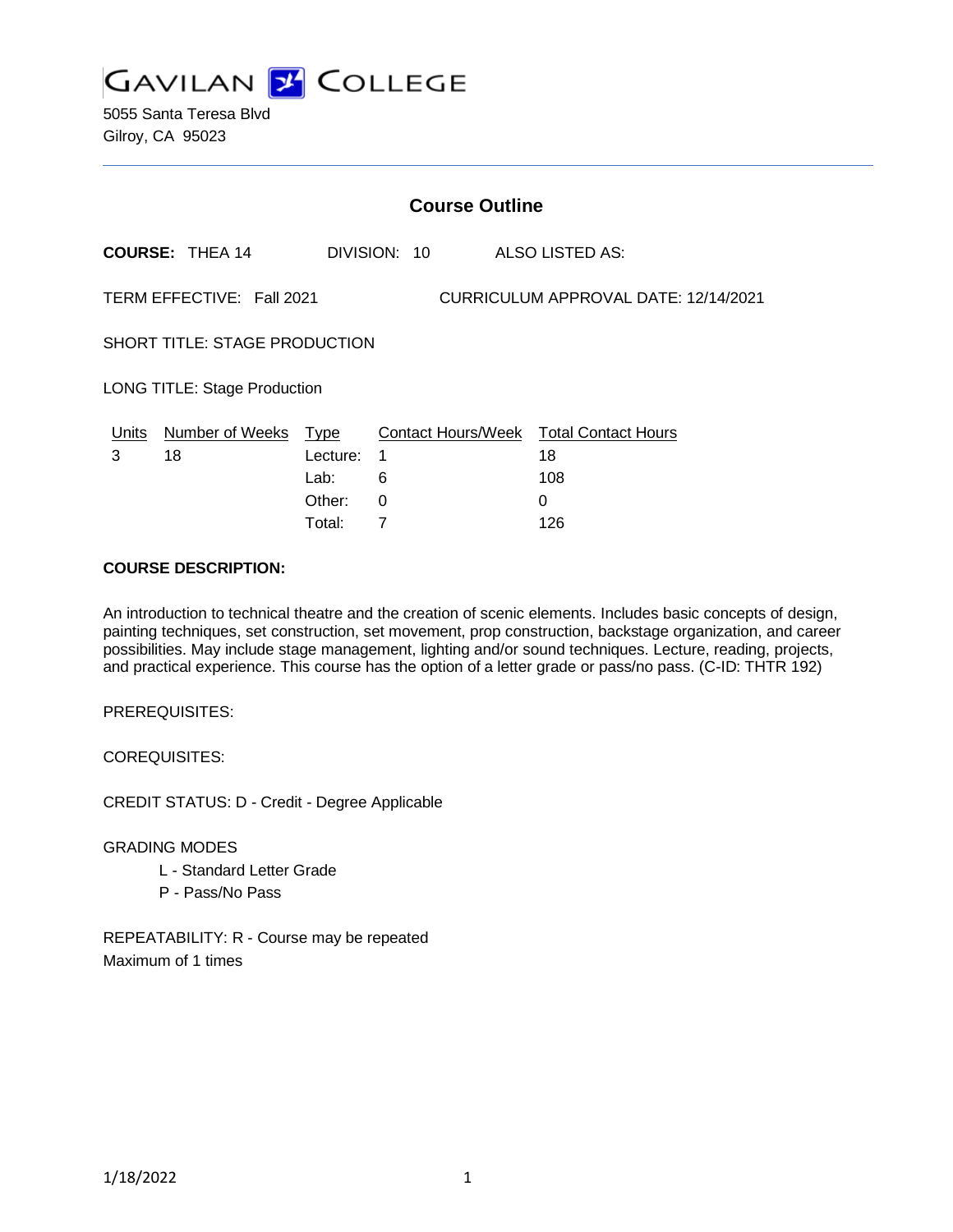# GAVILAN COLLEGE

5055 Santa Teresa Blvd
Gilroy, CA 95023

## Course Outline

**COURSE:** THEA 14 DIVISION: 10 ALSO LISTED AS:

TERM EFFECTIVE: Fall 2021 CURRICULUM APPROVAL DATE: 12/14/2021

SHORT TITLE: STAGE PRODUCTION

LONG TITLE: Stage Production

| Units | Number of Weeks | Type | Contact Hours/Week | Total Contact Hours |
| --- | --- | --- | --- | --- |
| 3 | 18 | Lecture: | 1 | 18 |
| | | Lab: | 6 | 108 |
| | | Other: | 0 | 0 |
| | | Total: | 7 | 126 |

**COURSE DESCRIPTION:**

An introduction to technical theatre and the creation of scenic elements. Includes basic concepts of design, painting techniques, set construction, set movement, prop construction, backstage organization, and career possibilities. May include stage management, lighting and/or sound techniques. Lecture, reading, projects, and practical experience. This course has the option of a letter grade or pass/no pass. (C-ID: THTR 192)

PREREQUISITES:

COREQUISITES:

CREDIT STATUS: D - Credit - Degree Applicable

GRADING MODES

- L - Standard Letter Grade
- P - Pass/No Pass

REPEATABILITY: R - Course may be repeated
Maximum of 1 times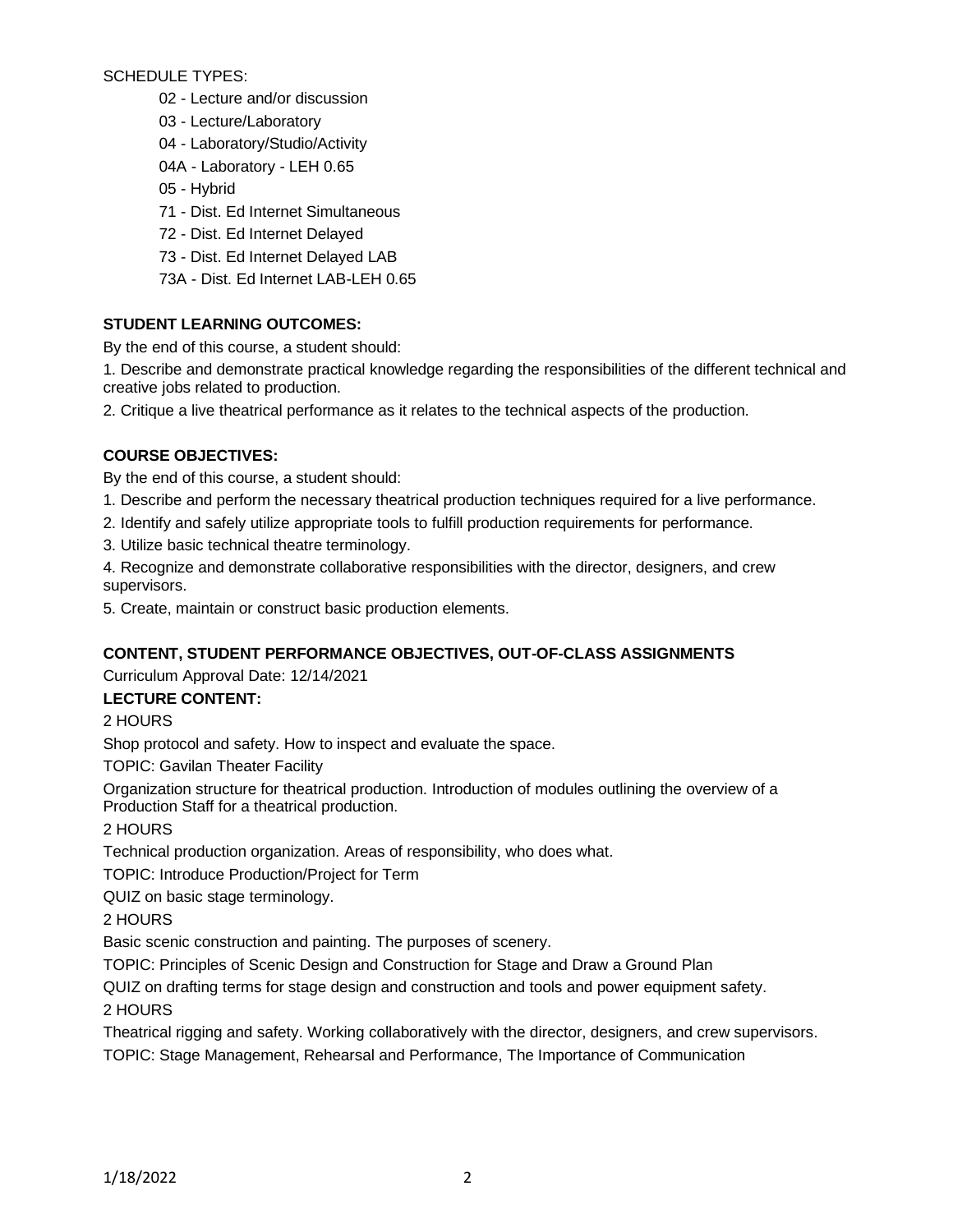SCHEDULE TYPES:

- 02 - Lecture and/or discussion
- 03 - Lecture/Laboratory
- 04 - Laboratory/Studio/Activity
- 04A - Laboratory - LEH 0.65
- 05 - Hybrid
- 71 - Dist. Ed Internet Simultaneous
- 72 - Dist. Ed Internet Delayed
- 73 - Dist. Ed Internet Delayed LAB
- 73A - Dist. Ed Internet LAB-LEH 0.65

**STUDENT LEARNING OUTCOMES:**

By the end of this course, a student should:

1. Describe and demonstrate practical knowledge regarding the responsibilities of the different technical and creative jobs related to production.
2. Critique a live theatrical performance as it relates to the technical aspects of the production.

**COURSE OBJECTIVES:**

By the end of this course, a student should:

1. Describe and perform the necessary theatrical production techniques required for a live performance.
2. Identify and safely utilize appropriate tools to fulfill production requirements for performance.
3. Utilize basic technical theatre terminology.
4. Recognize and demonstrate collaborative responsibilities with the director, designers, and crew supervisors.
5. Create, maintain or construct basic production elements.

**CONTENT, STUDENT PERFORMANCE OBJECTIVES, OUT-OF-CLASS ASSIGNMENTS**

Curriculum Approval Date: 12/14/2021

**LECTURE CONTENT:**

2 HOURS

Shop protocol and safety. How to inspect and evaluate the space.

TOPIC: Gavilan Theater Facility

Organization structure for theatrical production. Introduction of modules outlining the overview of a Production Staff for a theatrical production.

2 HOURS

Technical production organization. Areas of responsibility, who does what.

TOPIC: Introduce Production/Project for Term

QUIZ on basic stage terminology.

2 HOURS

Basic scenic construction and painting. The purposes of scenery.

TOPIC: Principles of Scenic Design and Construction for Stage and Draw a Ground Plan

QUIZ on drafting terms for stage design and construction and tools and power equipment safety.

2 HOURS

Theatrical rigging and safety. Working collaboratively with the director, designers, and crew supervisors.

TOPIC: Stage Management, Rehearsal and Performance, The Importance of Communication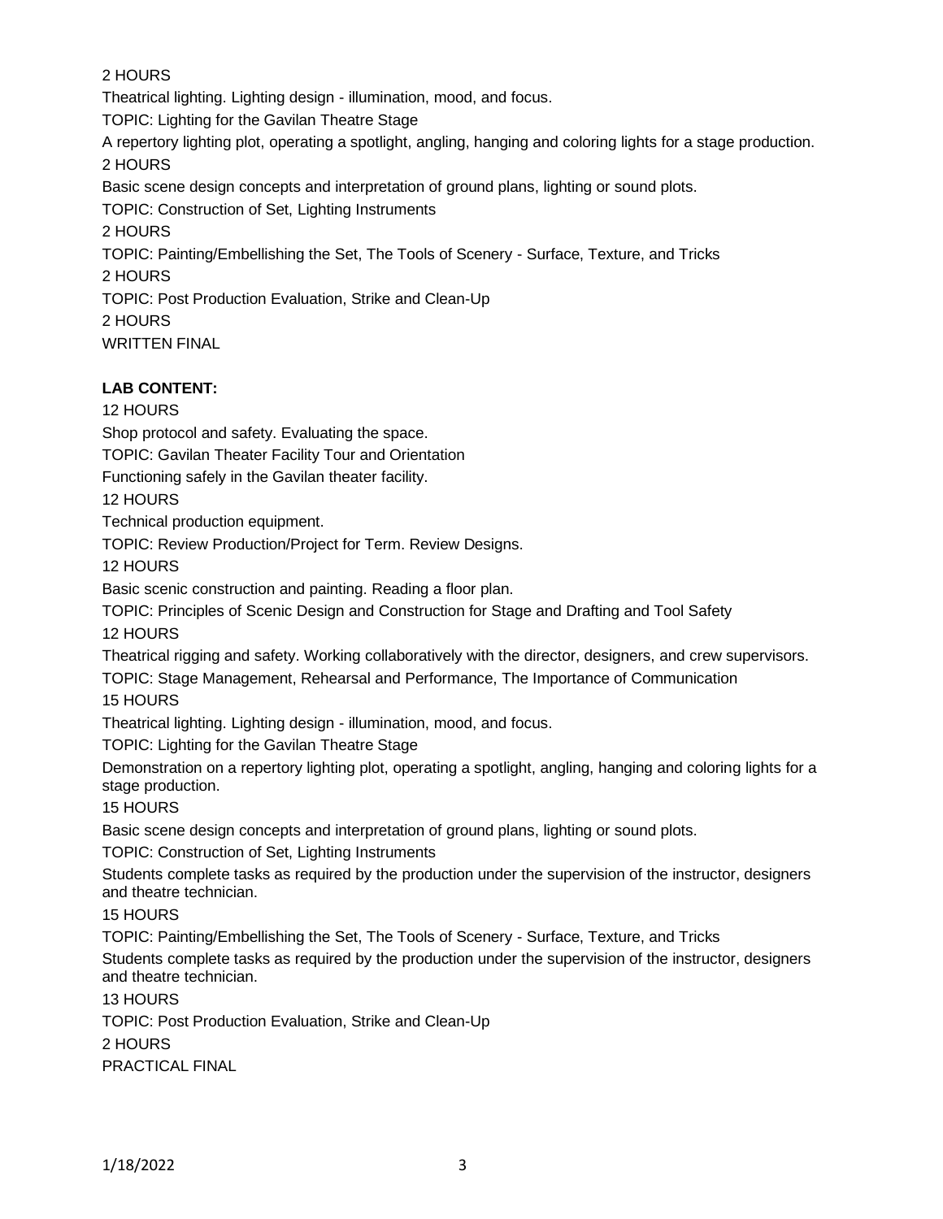2 HOURS

Theatrical lighting. Lighting design - illumination, mood, and focus.

TOPIC: Lighting for the Gavilan Theatre Stage

A repertory lighting plot, operating a spotlight, angling, hanging and coloring lights for a stage production.

2 HOURS

Basic scene design concepts and interpretation of ground plans, lighting or sound plots.

TOPIC: Construction of Set, Lighting Instruments

2 HOURS

TOPIC: Painting/Embellishing the Set, The Tools of Scenery - Surface, Texture, and Tricks

2 HOURS

TOPIC: Post Production Evaluation, Strike and Clean-Up

2 HOURS

WRITTEN FINAL

**LAB CONTENT:**

12 HOURS

Shop protocol and safety. Evaluating the space.

TOPIC: Gavilan Theater Facility Tour and Orientation

Functioning safely in the Gavilan theater facility.

12 HOURS

Technical production equipment.

TOPIC: Review Production/Project for Term. Review Designs.

12 HOURS

Basic scenic construction and painting. Reading a floor plan.

TOPIC: Principles of Scenic Design and Construction for Stage and Drafting and Tool Safety

12 HOURS

Theatrical rigging and safety. Working collaboratively with the director, designers, and crew supervisors.

TOPIC: Stage Management, Rehearsal and Performance, The Importance of Communication

15 HOURS

Theatrical lighting. Lighting design - illumination, mood, and focus.

TOPIC: Lighting for the Gavilan Theatre Stage

Demonstration on a repertory lighting plot, operating a spotlight, angling, hanging and coloring lights for a stage production.

15 HOURS

Basic scene design concepts and interpretation of ground plans, lighting or sound plots.

TOPIC: Construction of Set, Lighting Instruments

Students complete tasks as required by the production under the supervision of the instructor, designers and theatre technician.

15 HOURS

TOPIC: Painting/Embellishing the Set, The Tools of Scenery - Surface, Texture, and Tricks

Students complete tasks as required by the production under the supervision of the instructor, designers and theatre technician.

13 HOURS

TOPIC: Post Production Evaluation, Strike and Clean-Up

2 HOURS

PRACTICAL FINAL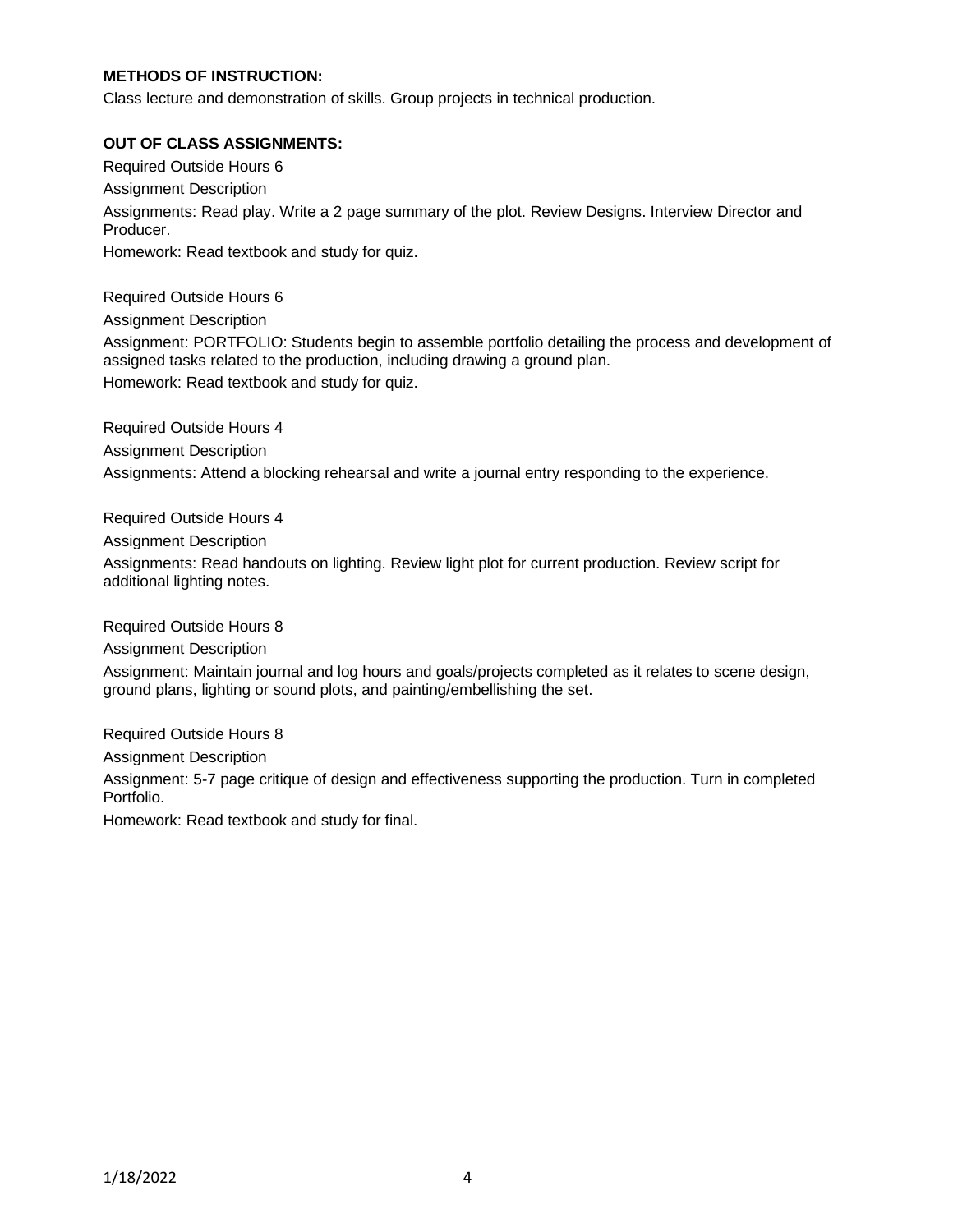**METHODS OF INSTRUCTION:**

Class lecture and demonstration of skills. Group projects in technical production.

**OUT OF CLASS ASSIGNMENTS:**

Required Outside Hours 6

Assignment Description

Assignments: Read play. Write a 2 page summary of the plot. Review Designs. Interview Director and Producer.

Homework: Read textbook and study for quiz.

Required Outside Hours 6

Assignment Description

Assignment: PORTFOLIO: Students begin to assemble portfolio detailing the process and development of assigned tasks related to the production, including drawing a ground plan.

Homework: Read textbook and study for quiz.

Required Outside Hours 4

Assignment Description

Assignments: Attend a blocking rehearsal and write a journal entry responding to the experience.

Required Outside Hours 4

Assignment Description

Assignments: Read handouts on lighting. Review light plot for current production. Review script for additional lighting notes.

Required Outside Hours 8

Assignment Description

Assignment: Maintain journal and log hours and goals/projects completed as it relates to scene design, ground plans, lighting or sound plots, and painting/embellishing the set.

Required Outside Hours 8

Assignment Description

Assignment: 5-7 page critique of design and effectiveness supporting the production. Turn in completed Portfolio.

Homework: Read textbook and study for final.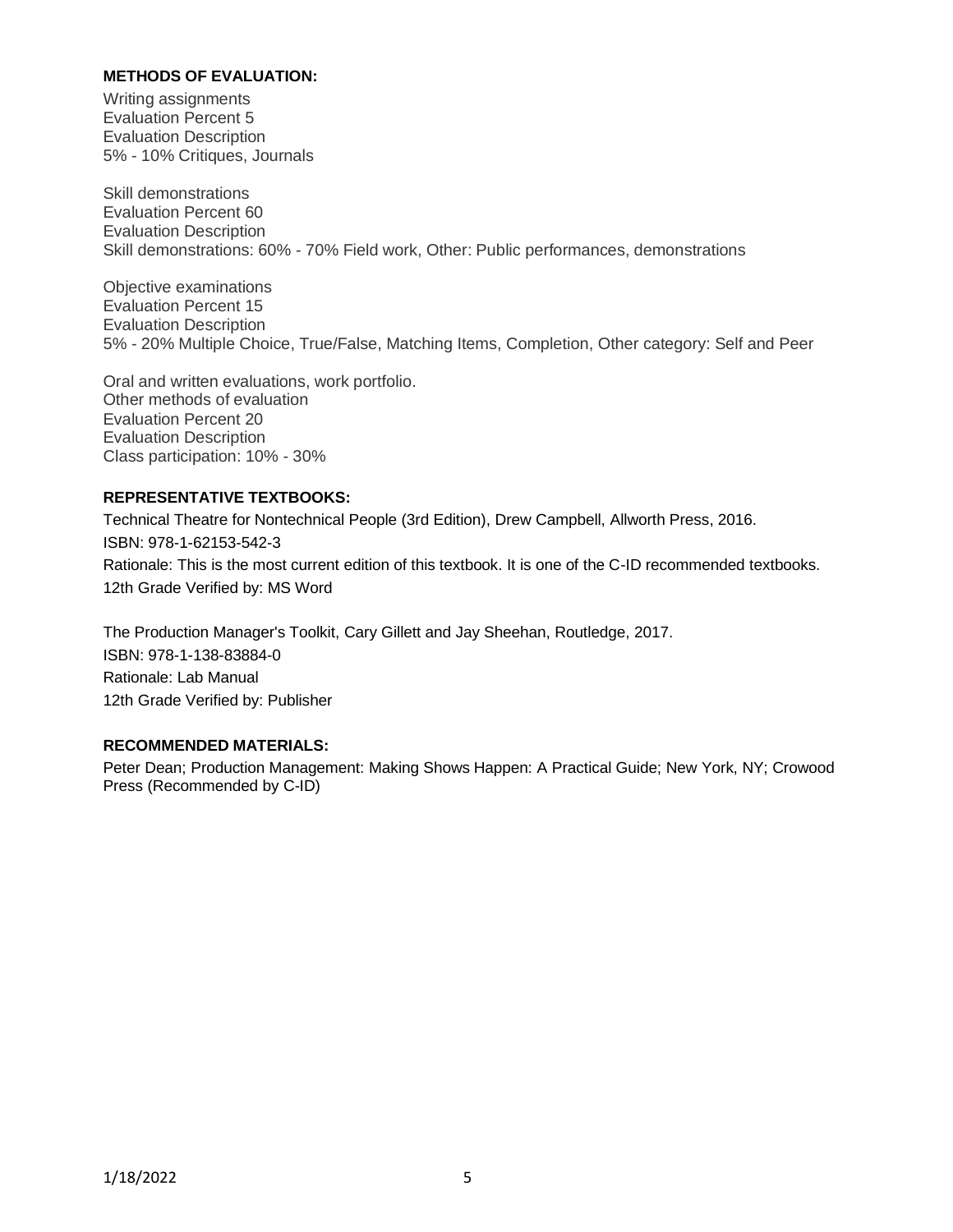**METHODS OF EVALUATION:**

Writing assignments
Evaluation Percent 5
Evaluation Description
5% - 10% Critiques, Journals

Skill demonstrations
Evaluation Percent 60
Evaluation Description
Skill demonstrations: 60% - 70% Field work, Other: Public performances, demonstrations

Objective examinations
Evaluation Percent 15
Evaluation Description
5% - 20% Multiple Choice, True/False, Matching Items, Completion, Other category: Self and Peer

Oral and written evaluations, work portfolio.
Other methods of evaluation
Evaluation Percent 20
Evaluation Description
Class participation: 10% - 30%

**REPRESENTATIVE TEXTBOOKS:**

Technical Theatre for Nontechnical People (3rd Edition), Drew Campbell, Allworth Press, 2016.
ISBN: 978-1-62153-542-3
Rationale: This is the most current edition of this textbook. It is one of the C-ID recommended textbooks.
12th Grade Verified by: MS Word

The Production Manager's Toolkit, Cary Gillett and Jay Sheehan, Routledge, 2017.
ISBN: 978-1-138-83884-0
Rationale: Lab Manual
12th Grade Verified by: Publisher

**RECOMMENDED MATERIALS:**

Peter Dean; Production Management: Making Shows Happen: A Practical Guide; New York, NY; Crowood Press (Recommended by C-ID)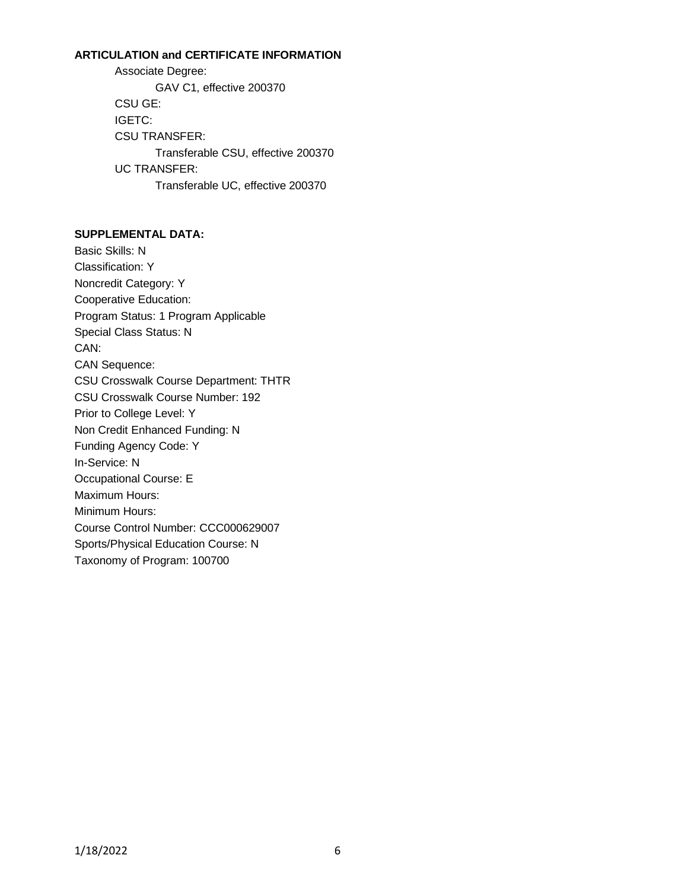**ARTICULATION and CERTIFICATE INFORMATION**

Associate Degree:

GAV C1, effective 200370

CSU GE:

IGETC:

CSU TRANSFER:

Transferable CSU, effective 200370

UC TRANSFER:

Transferable UC, effective 200370

**SUPPLEMENTAL DATA:**

Basic Skills: N
Classification: Y
Noncredit Category: Y
Cooperative Education:
Program Status: 1 Program Applicable
Special Class Status: N
CAN:
CAN Sequence:
CSU Crosswalk Course Department: THTR
CSU Crosswalk Course Number: 192
Prior to College Level: Y
Non Credit Enhanced Funding: N
Funding Agency Code: Y
In-Service: N
Occupational Course: E
Maximum Hours:
Minimum Hours:
Course Control Number: CCC000629007
Sports/Physical Education Course: N
Taxonomy of Program: 100700